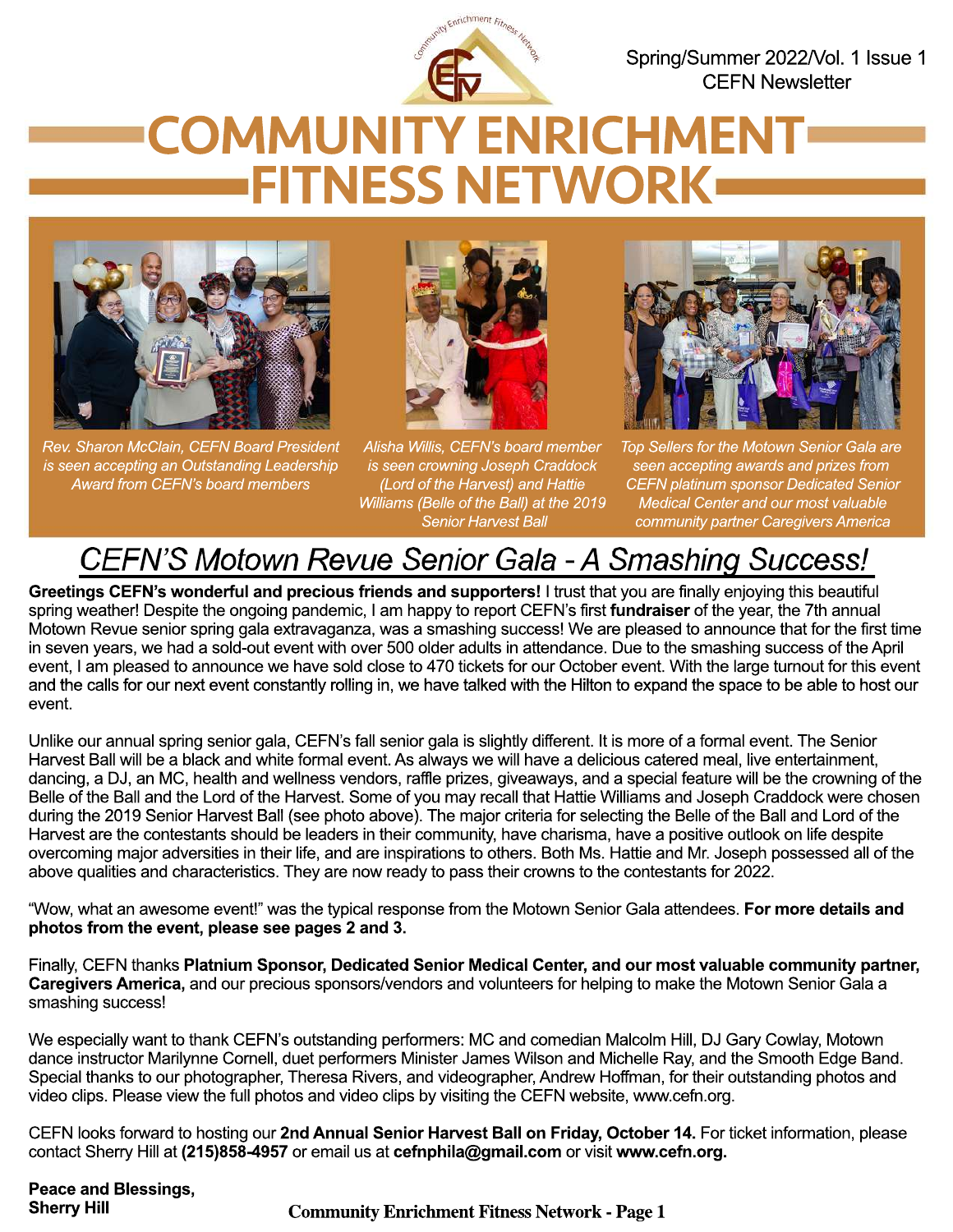Spring/Summer 2022/Vol. 1 Issue 1
CEFN Newsletter

# COMMUNITY ENRICHMENT FITNESS NETWORK

*Rev. Sharon McClain, CEFN Board President is seen accepting an Outstanding Leadership Award from CEFN's board members*

*Alisha Willis, CEFN's board member is seen crowning Joseph Craddock (Lord of the Harvest) and Hattie Williams (Belle of the Ball) at the 2019 Senior Harvest Ball*

*Top Sellers for the Motown Senior Gala are seen accepting awards and prizes from CEFN platinum sponsor Dedicated Senior Medical Center and our most valuable community partner Caregivers America*

## CEFN'S Motown Revue Senior Gala - A Smashing Success!

**Greetings CEFN's wonderful and precious friends and supporters!** I trust that you are finally enjoying this beautiful spring weather! Despite the ongoing pandemic, I am happy to report CEFN's first **fundraiser** of the year, the 7th annual Motown Revue senior spring gala extravaganza, was a smashing success! We are pleased to announce that for the first time in seven years, we had a sold-out event with over 500 older adults in attendance. Due to the smashing success of the April event, I am pleased to announce we have sold close to 470 tickets for our October event. With the large turnout for this event and the calls for our next event constantly rolling in, we have talked with the Hilton to expand the space to be able to host our event.

Unlike our annual spring senior gala, CEFN's fall senior gala is slightly different. It is more of a formal event. The Senior Harvest Ball will be a black and white formal event. As always we will have a delicious catered meal, live entertainment, dancing, a DJ, an MC, health and wellness vendors, raffle prizes, giveaways, and a special feature will be the crowning of the Belle of the Ball and the Lord of the Harvest. Some of you may recall that Hattie Williams and Joseph Craddock were chosen during the 2019 Senior Harvest Ball (see photo above). The major criteria for selecting the Belle of the Ball and Lord of the Harvest are the contestants should be leaders in their community, have charisma, have a positive outlook on life despite overcoming major adversities in their life, and are inspirations to others. Both Ms. Hattie and Mr. Joseph possessed all of the above qualities and characteristics. They are now ready to pass their crowns to the contestants for 2022.

"Wow, what an awesome event!" was the typical response from the Motown Senior Gala attendees. **For more details and photos from the event, please see pages 2 and 3.**

Finally, CEFN thanks **Platnium Sponsor, Dedicated Senior Medical Center, and our most valuable community partner, Caregivers America,** and our precious sponsors/vendors and volunteers for helping to make the Motown Senior Gala a smashing success!

We especially want to thank CEFN's outstanding performers: MC and comedian Malcolm Hill, DJ Gary Cowlay, Motown dance instructor Marilynne Cornell, duet performers Minister James Wilson and Michelle Ray, and the Smooth Edge Band. Special thanks to our photographer, Theresa Rivers, and videographer, Andrew Hoffman, for their outstanding photos and video clips. Please view the full photos and video clips by visiting the CEFN website, www.cefn.org.

CEFN looks forward to hosting our **2nd Annual Senior Harvest Ball on Friday, October 14.** For ticket information, please contact Sherry Hill at **(215)858-4957** or email us at **cefnphila@gmail.com** or visit **www.cefn.org.**

**Peace and Blessings,**
**Sherry Hill**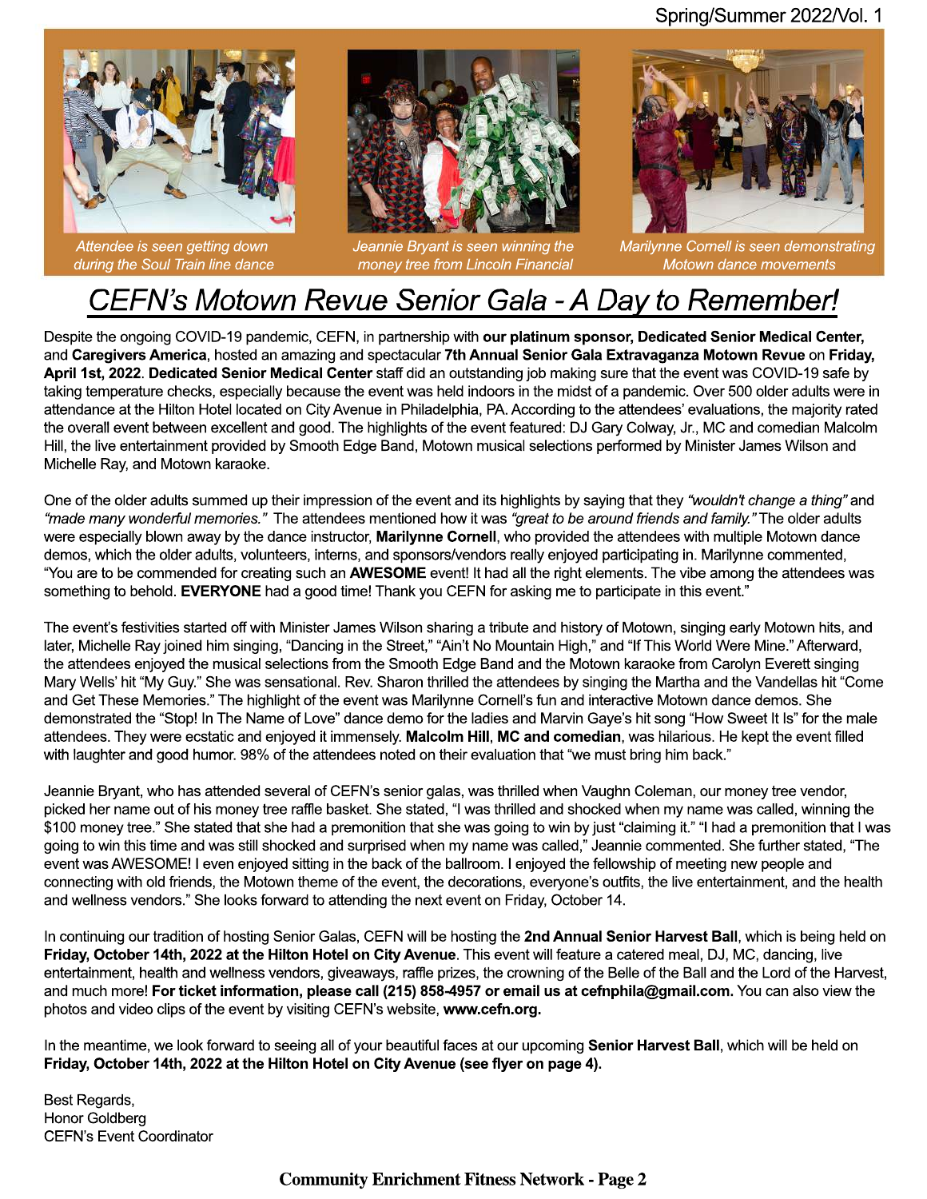*Attendee is seen getting down during the Soul Train line dance*

*Jeannie Bryant is seen winning the money tree from Lincoln Financial*

*Marilynne Cornell is seen demonstrating Motown dance movements*

# CEFN's Motown Revue Senior Gala - A Day to Remember!

Despite the ongoing COVID-19 pandemic, CEFN, in partnership with **our platinum sponsor, Dedicated Senior Medical Center,** and **Caregivers America**, hosted an amazing and spectacular **7th Annual Senior Gala Extravaganza Motown Revue** on **Friday, April 1st, 2022**. **Dedicated Senior Medical Center** staff did an outstanding job making sure that the event was COVID-19 safe by taking temperature checks, especially because the event was held indoors in the midst of a pandemic. Over 500 older adults were in attendance at the Hilton Hotel located on City Avenue in Philadelphia, PA. According to the attendees' evaluations, the majority rated the overall event between excellent and good. The highlights of the event featured: DJ Gary Colway, Jr., MC and comedian Malcolm Hill, the live entertainment provided by Smooth Edge Band, Motown musical selections performed by Minister James Wilson and Michelle Ray, and Motown karaoke.

One of the older adults summed up their impression of the event and its highlights by saying that they *"wouldn't change a thing"* and *"made many wonderful memories."* The attendees mentioned how it was *"great to be around friends and family."* The older adults were especially blown away by the dance instructor, **Marilynne Cornell**, who provided the attendees with multiple Motown dance demos, which the older adults, volunteers, interns, and sponsors/vendors really enjoyed participating in. Marilynne commented, "You are to be commended for creating such an **AWESOME** event! It had all the right elements. The vibe among the attendees was something to behold. **EVERYONE** had a good time! Thank you CEFN for asking me to participate in this event."

The event's festivities started off with Minister James Wilson sharing a tribute and history of Motown, singing early Motown hits, and later, Michelle Ray joined him singing, "Dancing in the Street," "Ain't No Mountain High," and "If This World Were Mine." Afterward, the attendees enjoyed the musical selections from the Smooth Edge Band and the Motown karaoke from Carolyn Everett singing Mary Wells' hit "My Guy." She was sensational. Rev. Sharon thrilled the attendees by singing the Martha and the Vandellas hit "Come and Get These Memories." The highlight of the event was Marilynne Cornell's fun and interactive Motown dance demos. She demonstrated the "Stop! In The Name of Love" dance demo for the ladies and Marvin Gaye's hit song "How Sweet It Is" for the male attendees. They were ecstatic and enjoyed it immensely. **Malcolm Hill, MC and comedian**, was hilarious. He kept the event filled with laughter and good humor. 98% of the attendees noted on their evaluation that "we must bring him back."

Jeannie Bryant, who has attended several of CEFN's senior galas, was thrilled when Vaughn Coleman, our money tree vendor, picked her name out of his money tree raffle basket. She stated, "I was thrilled and shocked when my name was called, winning the $100 money tree." She stated that she had a premonition that she was going to win by just "claiming it." "I had a premonition that I was going to win this time and was still shocked and surprised when my name was called," Jeannie commented. She further stated, "The event was AWESOME! I even enjoyed sitting in the back of the ballroom. I enjoyed the fellowship of meeting new people and connecting with old friends, the Motown theme of the event, the decorations, everyone's outfits, the live entertainment, and the health and wellness vendors." She looks forward to attending the next event on Friday, October 14.

In continuing our tradition of hosting Senior Galas, CEFN will be hosting the **2nd Annual Senior Harvest Ball**, which is being held on **Friday, October 14th, 2022 at the Hilton Hotel on City Avenue**. This event will feature a catered meal, DJ, MC, dancing, live entertainment, health and wellness vendors, giveaways, raffle prizes, the crowning of the Belle of the Ball and the Lord of the Harvest, and much more! **For ticket information, please call (215) 858-4957 or email us at cefnphila@gmail.com.** You can also view the photos and video clips of the event by visiting CEFN's website, **www.cefn.org.**

In the meantime, we look forward to seeing all of your beautiful faces at our upcoming **Senior Harvest Ball**, which will be held on **Friday, October 14th, 2022 at the Hilton Hotel on City Avenue (see flyer on page 4).**

Best Regards,
Honor Goldberg
CEFN's Event Coordinator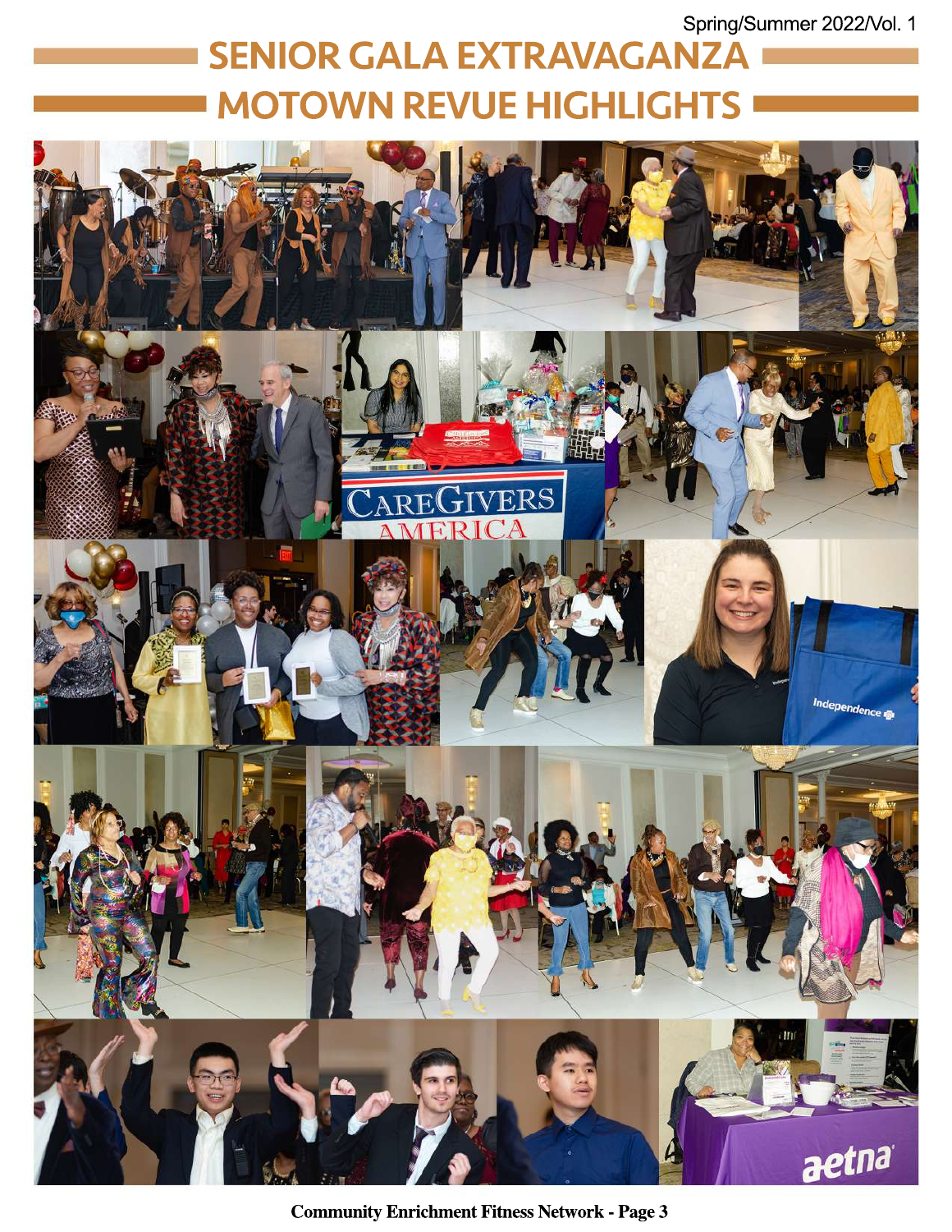# SENIOR GALA EXTRAVAGANZA
# MOTOWN REVUE HIGHLIGHTS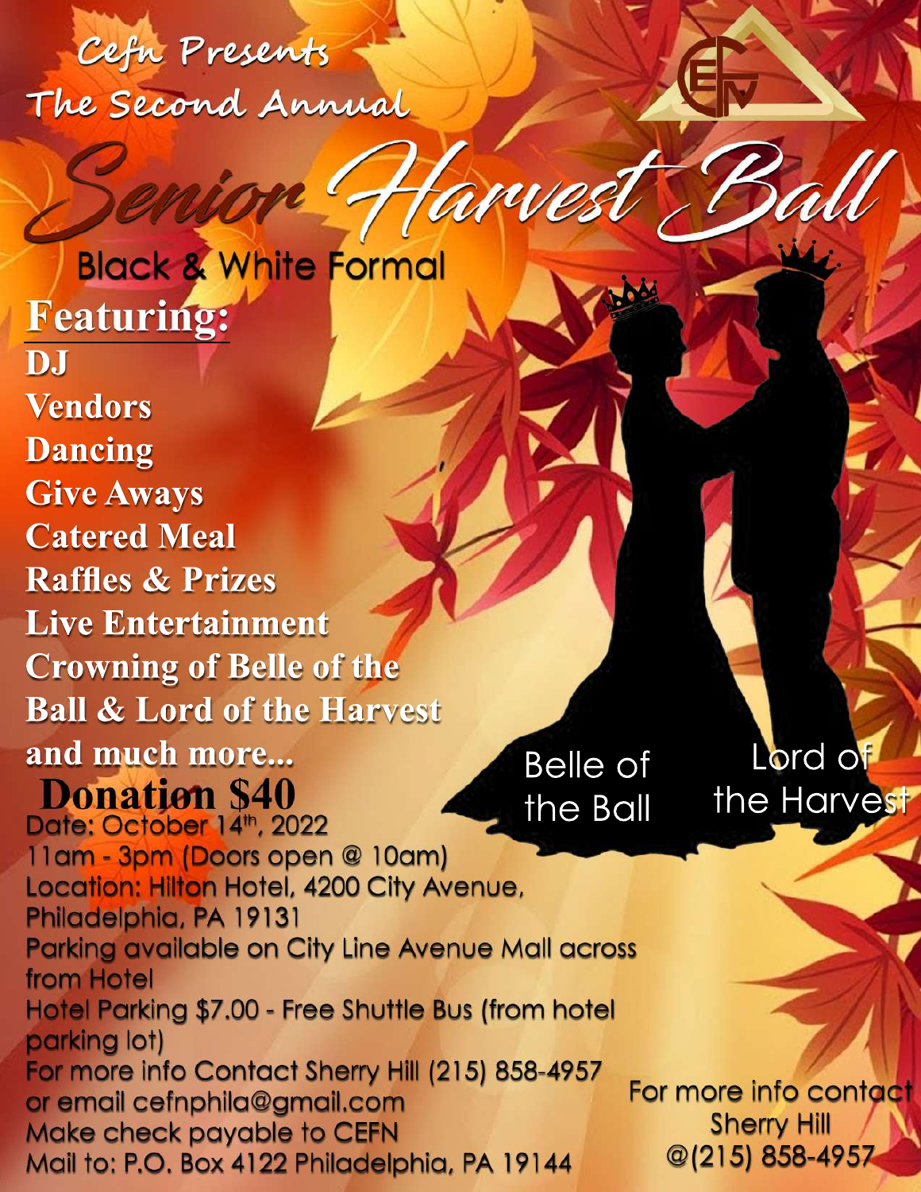Cefn Presents

The Second Annual

# Senior Harvest Ball

## Black & White Formal

**Featuring:**

**DJ**
**Vendors**
**Dancing**
**Give Aways**
**Catered Meal**
**Raffles & Prizes**
**Live Entertainment**
**Crowning of Belle of the Ball & Lord of the Harvest**
**and much more...**

Belle of the Ball

Lord of the Harvest

**Donation $40**

Date: October 14th, 2022

11am - 3pm (Doors open @ 10am)

Location: Hilton Hotel, 4200 City Avenue, Philadelphia, PA 19131

Parking available on City Line Avenue Mall across from Hotel

Hotel Parking $7.00 - Free Shuttle Bus (from hotel parking lot)

For more info Contact Sherry Hill (215) 858-4957 or email cefnphila@gmail.com

Make check payable to CEFN

Mail to: P.O. Box 4122 Philadelphia, PA 19144

For more info contact Sherry Hill @(215) 858-4957